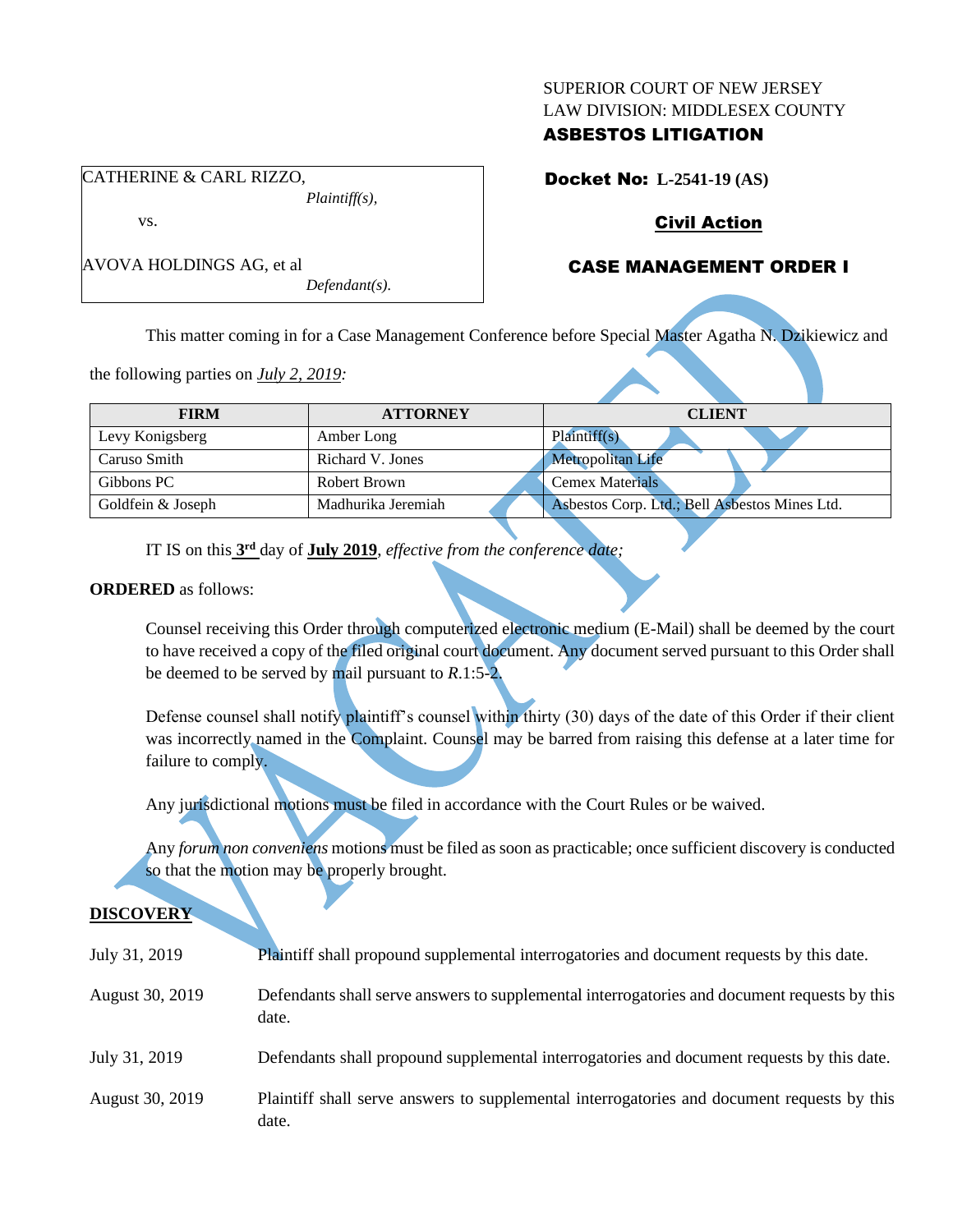SUPERIOR COURT OF NEW JERSEY
LAW DIVISION: MIDDLESEX COUNTY
**ASBESTOS LITIGATION**

CATHERINE & CARL RIZZO,
*Plaintiff(s),*

vs.

AVOVA HOLDINGS AG, et al
*Defendant(s).*

**Docket No: L-2541-19 (AS)**

**Civil Action**

**CASE MANAGEMENT ORDER I**

VACATED

This matter coming in for a Case Management Conference before Special Master Agatha N. Dzikiewicz and the following parties on *July 2, 2019:*

| FIRM | ATTORNEY | CLIENT |
|---|---|---|
| Levy Konigsberg | Amber Long | Plaintiff(s) |
| Caruso Smith | Richard V. Jones | Metropolitan Life |
| Gibbons PC | Robert Brown | Cemex Materials |
| Goldfein & Joseph | Madhurika Jeremiah | Asbestos Corp. Ltd.; Bell Asbestos Mines Ltd. |

IT IS on this **3rd** day of **July 2019**, *effective from the conference date;*

**ORDERED** as follows:

Counsel receiving this Order through computerized electronic medium (E-Mail) shall be deemed by the court to have received a copy of the filed original court document. Any document served pursuant to this Order shall be deemed to be served by mail pursuant to *R*.1:5-2.

Defense counsel shall notify plaintiff's counsel within thirty (30) days of the date of this Order if their client was incorrectly named in the Complaint. Counsel may be barred from raising this defense at a later time for failure to comply.

Any jurisdictional motions must be filed in accordance with the Court Rules or be waived.

Any *forum non conveniens* motions must be filed as soon as practicable; once sufficient discovery is conducted so that the motion may be properly brought.

**DISCOVERY**

July 31, 2019 — Plaintiff shall propound supplemental interrogatories and document requests by this date.

August 30, 2019 — Defendants shall serve answers to supplemental interrogatories and document requests by this date.

July 31, 2019 — Defendants shall propound supplemental interrogatories and document requests by this date.

August 30, 2019 — Plaintiff shall serve answers to supplemental interrogatories and document requests by this date.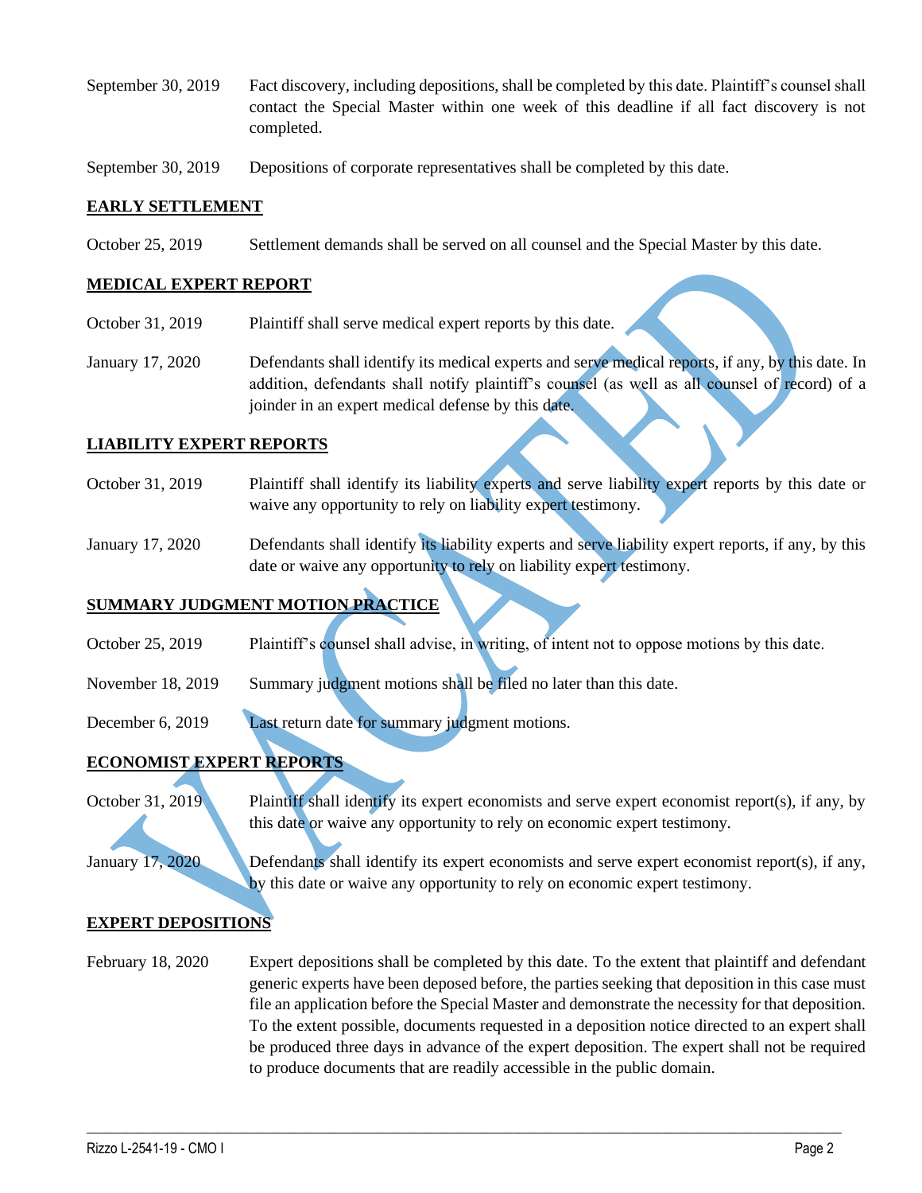| | |
|---|---|
| September 30, 2019 | Fact discovery, including depositions, shall be completed by this date. Plaintiff's counsel shall contact the Special Master within one week of this deadline if all fact discovery is not completed. |
| September 30, 2019 | Depositions of corporate representatives shall be completed by this date. |

**EARLY SETTLEMENT**

| | |
|---|---|
| October 25, 2019 | Settlement demands shall be served on all counsel and the Special Master by this date. |

**MEDICAL EXPERT REPORT**

| | |
|---|---|
| October 31, 2019 | Plaintiff shall serve medical expert reports by this date. |
| January 17, 2020 | Defendants shall identify its medical experts and serve medical reports, if any, by this date. In addition, defendants shall notify plaintiff's counsel (as well as all counsel of record) of a joinder in an expert medical defense by this date. |

**LIABILITY EXPERT REPORTS**

| | |
|---|---|
| October 31, 2019 | Plaintiff shall identify its liability experts and serve liability expert reports by this date or waive any opportunity to rely on liability expert testimony. |
| January 17, 2020 | Defendants shall identify its liability experts and serve liability expert reports, if any, by this date or waive any opportunity to rely on liability expert testimony. |

**SUMMARY JUDGMENT MOTION PRACTICE**

| | |
|---|---|
| October 25, 2019 | Plaintiff's counsel shall advise, in writing, of intent not to oppose motions by this date. |
| November 18, 2019 | Summary judgment motions shall be filed no later than this date. |
| December 6, 2019 | Last return date for summary judgment motions. |

**ECONOMIST EXPERT REPORTS**

| | |
|---|---|
| October 31, 2019 | Plaintiff shall identify its expert economists and serve expert economist report(s), if any, by this date or waive any opportunity to rely on economic expert testimony. |
| January 17, 2020 | Defendants shall identify its expert economists and serve expert economist report(s), if any, by this date or waive any opportunity to rely on economic expert testimony. |

**EXPERT DEPOSITIONS**

| | |
|---|---|
| February 18, 2020 | Expert depositions shall be completed by this date. To the extent that plaintiff and defendant generic experts have been deposed before, the parties seeking that deposition in this case must file an application before the Special Master and demonstrate the necessity for that deposition. To the extent possible, documents requested in a deposition notice directed to an expert shall be produced three days in advance of the expert deposition. The expert shall not be required to produce documents that are readily accessible in the public domain. |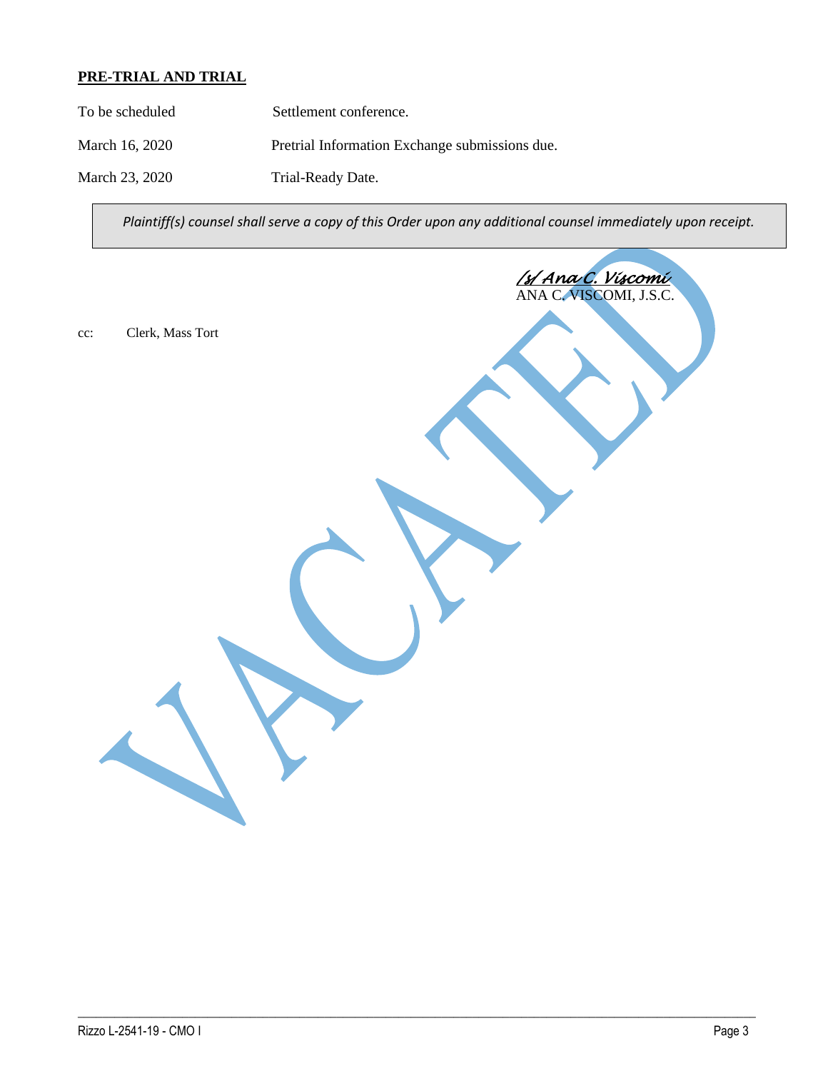**PRE-TRIAL AND TRIAL**

| | |
|---|---|
| To be scheduled | Settlement conference. |
| March 16, 2020 | Pretrial Information Exchange submissions due. |
| March 23, 2020 | Trial-Ready Date. |

*Plaintiff(s) counsel shall serve a copy of this Order upon any additional counsel immediately upon receipt.*

/s/ Ana C. Viscomi
ANA C. VISCOMI, J.S.C.

cc: Clerk, Mass Tort

VACATED